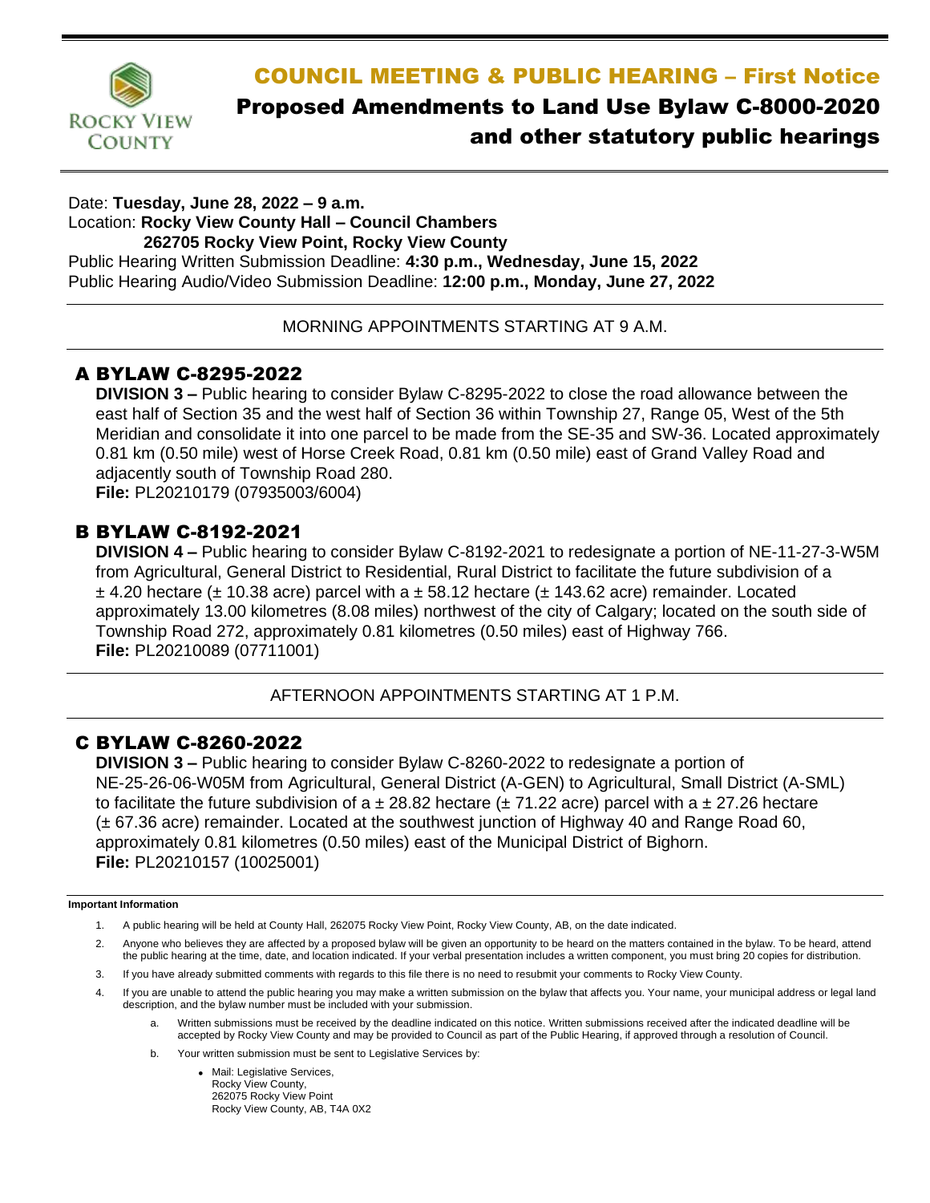# COUNCIL MEETING & PUBLIC HEARING – First Notice

## Proposed Amendments to Land Use Bylaw C-8000-2020 and other statutory public hearings

Date: **Tuesday, June 28, 2022 – 9 a.m.**
Location: **Rocky View County Hall – Council Chambers**
**262705 Rocky View Point, Rocky View County**
Public Hearing Written Submission Deadline: **4:30 p.m., Wednesday, June 15, 2022**
Public Hearing Audio/Video Submission Deadline: **12:00 p.m., Monday, June 27, 2022**

---

MORNING APPOINTMENTS STARTING AT 9 A.M.

---

### A BYLAW C-8295-2022

**DIVISION 3 –** Public hearing to consider Bylaw C-8295-2022 to close the road allowance between the east half of Section 35 and the west half of Section 36 within Township 27, Range 05, West of the 5th Meridian and consolidate it into one parcel to be made from the SE-35 and SW-36. Located approximately 0.81 km (0.50 mile) west of Horse Creek Road, 0.81 km (0.50 mile) east of Grand Valley Road and adjacently south of Township Road 280.
**File:** PL20210179 (07935003/6004)

### B BYLAW C-8192-2021

**DIVISION 4 –** Public hearing to consider Bylaw C-8192-2021 to redesignate a portion of NE-11-27-3-W5M from Agricultural, General District to Residential, Rural District to facilitate the future subdivision of a ± 4.20 hectare (± 10.38 acre) parcel with a ± 58.12 hectare (± 143.62 acre) remainder. Located approximately 13.00 kilometres (8.08 miles) northwest of the city of Calgary; located on the south side of Township Road 272, approximately 0.81 kilometres (0.50 miles) east of Highway 766.
**File:** PL20210089 (07711001)

---

AFTERNOON APPOINTMENTS STARTING AT 1 P.M.

---

### C BYLAW C-8260-2022

**DIVISION 3 –** Public hearing to consider Bylaw C-8260-2022 to redesignate a portion of NE-25-26-06-W05M from Agricultural, General District (A-GEN) to Agricultural, Small District (A-SML) to facilitate the future subdivision of a ± 28.82 hectare (± 71.22 acre) parcel with a ± 27.26 hectare (± 67.36 acre) remainder. Located at the southwest junction of Highway 40 and Range Road 60, approximately 0.81 kilometres (0.50 miles) east of the Municipal District of Bighorn.
**File:** PL20210157 (10025001)

---

**Important Information**

1. A public hearing will be held at County Hall, 262075 Rocky View Point, Rocky View County, AB, on the date indicated.
2. Anyone who believes they are affected by a proposed bylaw will be given an opportunity to be heard on the matters contained in the bylaw. To be heard, attend the public hearing at the time, date, and location indicated. If your verbal presentation includes a written component, you must bring 20 copies for distribution.
3. If you have already submitted comments with regards to this file there is no need to resubmit your comments to Rocky View County.
4. If you are unable to attend the public hearing you may make a written submission on the bylaw that affects you. Your name, your municipal address or legal land description, and the bylaw number must be included with your submission.
   a. Written submissions must be received by the deadline indicated on this notice. Written submissions received after the indicated deadline will be accepted by Rocky View County and may be provided to Council as part of the Public Hearing, if approved through a resolution of Council.
   b. Your written submission must be sent to Legislative Services by:
      - Mail: Legislative Services,
        Rocky View County,
        262075 Rocky View Point
        Rocky View County, AB, T4A 0X2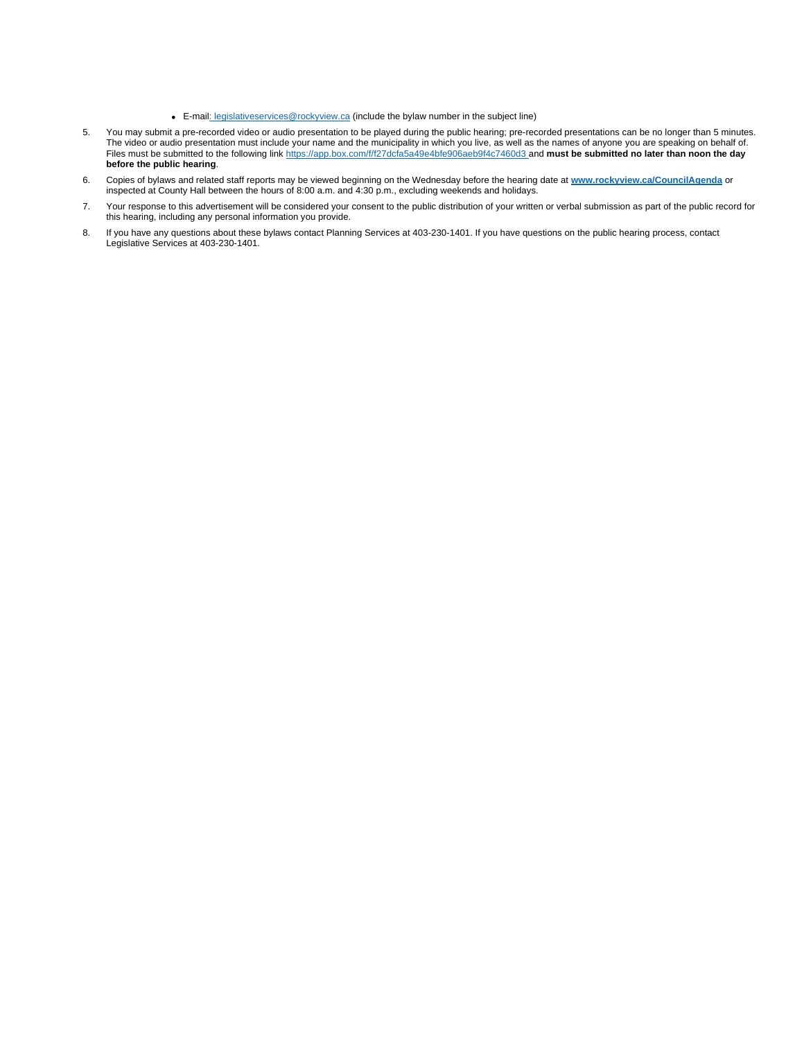- E-mail: legislativeservices@rockyview.ca (include the bylaw number in the subject line)

5. You may submit a pre-recorded video or audio presentation to be played during the public hearing; pre-recorded presentations can be no longer than 5 minutes. The video or audio presentation must include your name and the municipality in which you live, as well as the names of anyone you are speaking on behalf of. Files must be submitted to the following link https://app.box.com/f/f27dcfa5a49e4bfe906aeb9f4c7460d3 and **must be submitted no later than noon the day before the public hearing**.

6. Copies of bylaws and related staff reports may be viewed beginning on the Wednesday before the hearing date at **www.rockyview.ca/CouncilAgenda** or inspected at County Hall between the hours of 8:00 a.m. and 4:30 p.m., excluding weekends and holidays.

7. Your response to this advertisement will be considered your consent to the public distribution of your written or verbal submission as part of the public record for this hearing, including any personal information you provide.

8. If you have any questions about these bylaws contact Planning Services at 403-230-1401. If you have questions on the public hearing process, contact Legislative Services at 403-230-1401.